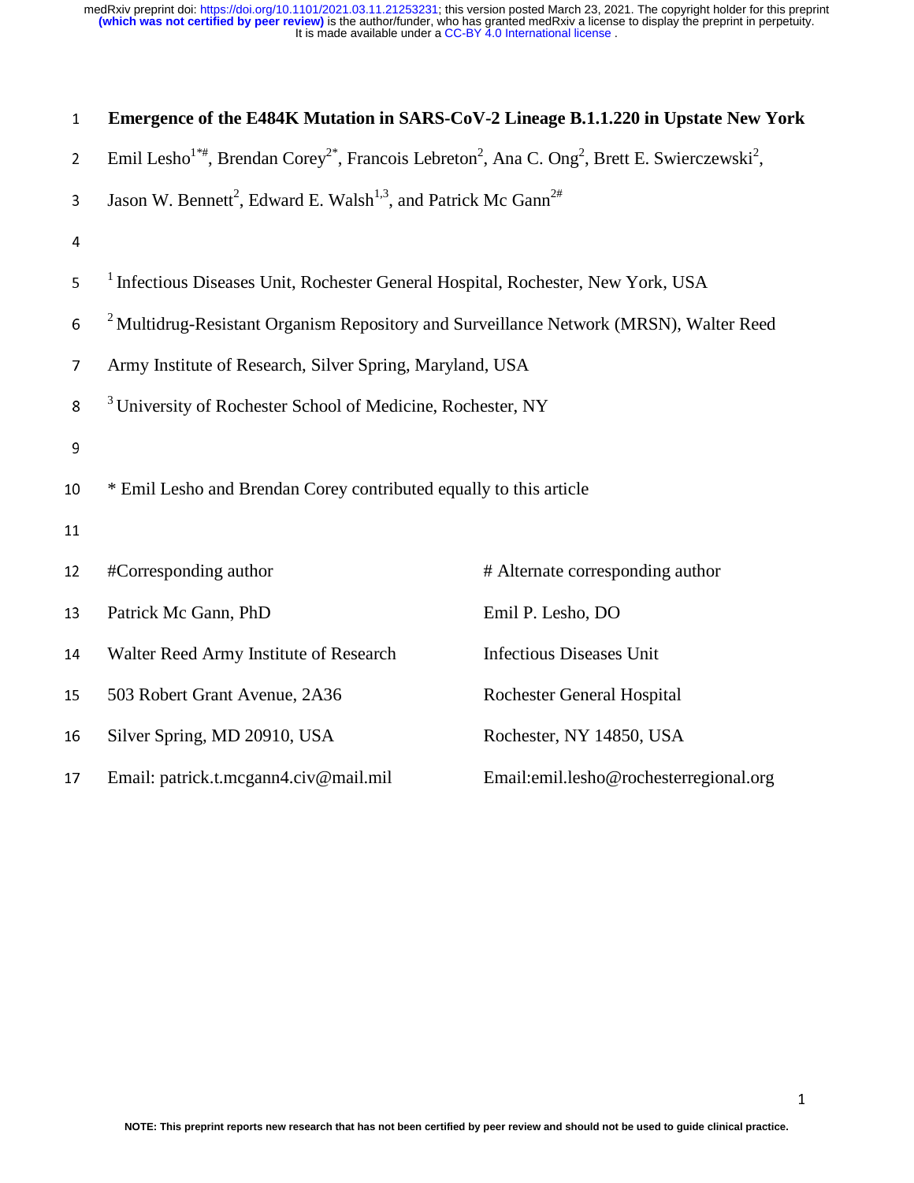# Emergence of the E484K Mutation in SARS-CoV-2 Lineage B.1.1.220 in Upstate New York

Emil Lesho[1*#], Brendan Corey[2*], Francois Lebreton[2], Ana C. Ong[2], Brett E. Swierczewski[2], Jason W. Bennett[2], Edward E. Walsh[1,3], and Patrick Mc Gann[2#]

[1] Infectious Diseases Unit, Rochester General Hospital, Rochester, New York, USA

[2] Multidrug-Resistant Organism Repository and Surveillance Network (MRSN), Walter Reed Army Institute of Research, Silver Spring, Maryland, USA

[3] University of Rochester School of Medicine, Rochester, NY

* Emil Lesho and Brendan Corey contributed equally to this article

| #Corresponding author | # Alternate corresponding author |
| --- | --- |
| Patrick Mc Gann, PhD | Emil P. Lesho, DO |
| Walter Reed Army Institute of Research | Infectious Diseases Unit |
| 503 Robert Grant Avenue, 2A36 | Rochester General Hospital |
| Silver Spring, MD 20910, USA | Rochester, NY 14850, USA |
| Email: patrick.t.mcgann4.civ@mail.mil | Email:emil.lesho@rochesterregional.org |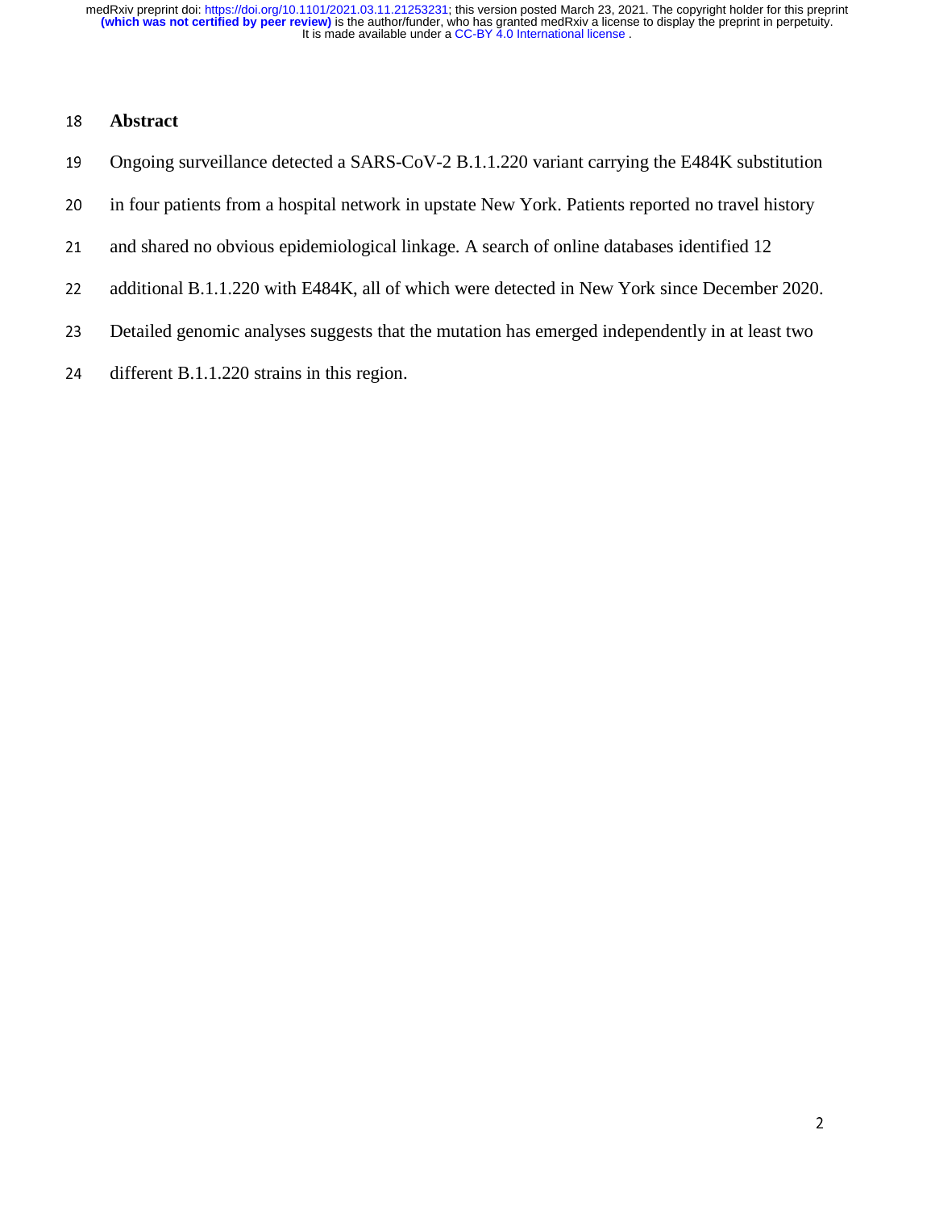## Abstract

Ongoing surveillance detected a SARS-CoV-2 B.1.1.220 variant carrying the E484K substitution in four patients from a hospital network in upstate New York. Patients reported no travel history and shared no obvious epidemiological linkage. A search of online databases identified 12 additional B.1.1.220 with E484K, all of which were detected in New York since December 2020. Detailed genomic analyses suggests that the mutation has emerged independently in at least two different B.1.1.220 strains in this region.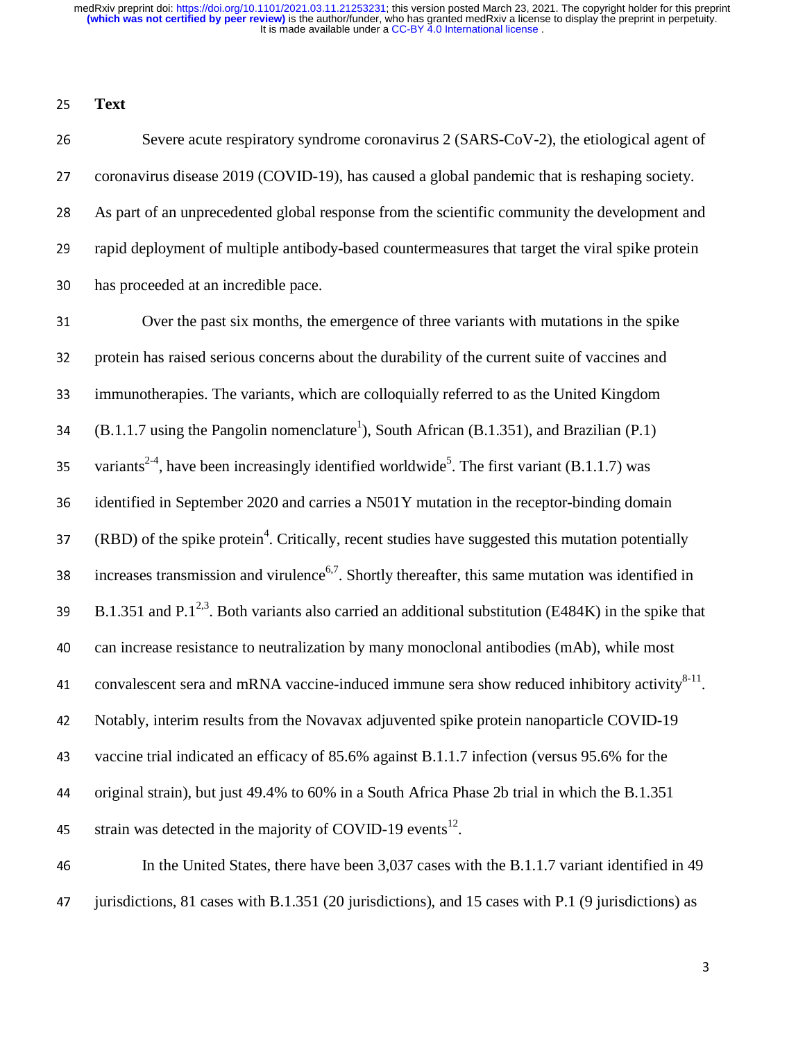**Text**

Severe acute respiratory syndrome coronavirus 2 (SARS-CoV-2), the etiological agent of coronavirus disease 2019 (COVID-19), has caused a global pandemic that is reshaping society. As part of an unprecedented global response from the scientific community the development and rapid deployment of multiple antibody-based countermeasures that target the viral spike protein has proceeded at an incredible pace.

Over the past six months, the emergence of three variants with mutations in the spike protein has raised serious concerns about the durability of the current suite of vaccines and immunotherapies. The variants, which are colloquially referred to as the United Kingdom (B.1.1.7 using the Pangolin nomenclature[1]), South African (B.1.351), and Brazilian (P.1) variants[2-4], have been increasingly identified worldwide[5]. The first variant (B.1.1.7) was identified in September 2020 and carries a N501Y mutation in the receptor-binding domain (RBD) of the spike protein[4]. Critically, recent studies have suggested this mutation potentially increases transmission and virulence[6,7]. Shortly thereafter, this same mutation was identified in B.1.351 and P.1[2,3]. Both variants also carried an additional substitution (E484K) in the spike that can increase resistance to neutralization by many monoclonal antibodies (mAb), while most convalescent sera and mRNA vaccine-induced immune sera show reduced inhibitory activity[8-11]. Notably, interim results from the Novavax adjuvented spike protein nanoparticle COVID-19 vaccine trial indicated an efficacy of 85.6% against B.1.1.7 infection (versus 95.6% for the original strain), but just 49.4% to 60% in a South Africa Phase 2b trial in which the B.1.351 strain was detected in the majority of COVID-19 events[12].

In the United States, there have been 3,037 cases with the B.1.1.7 variant identified in 49 jurisdictions, 81 cases with B.1.351 (20 jurisdictions), and 15 cases with P.1 (9 jurisdictions) as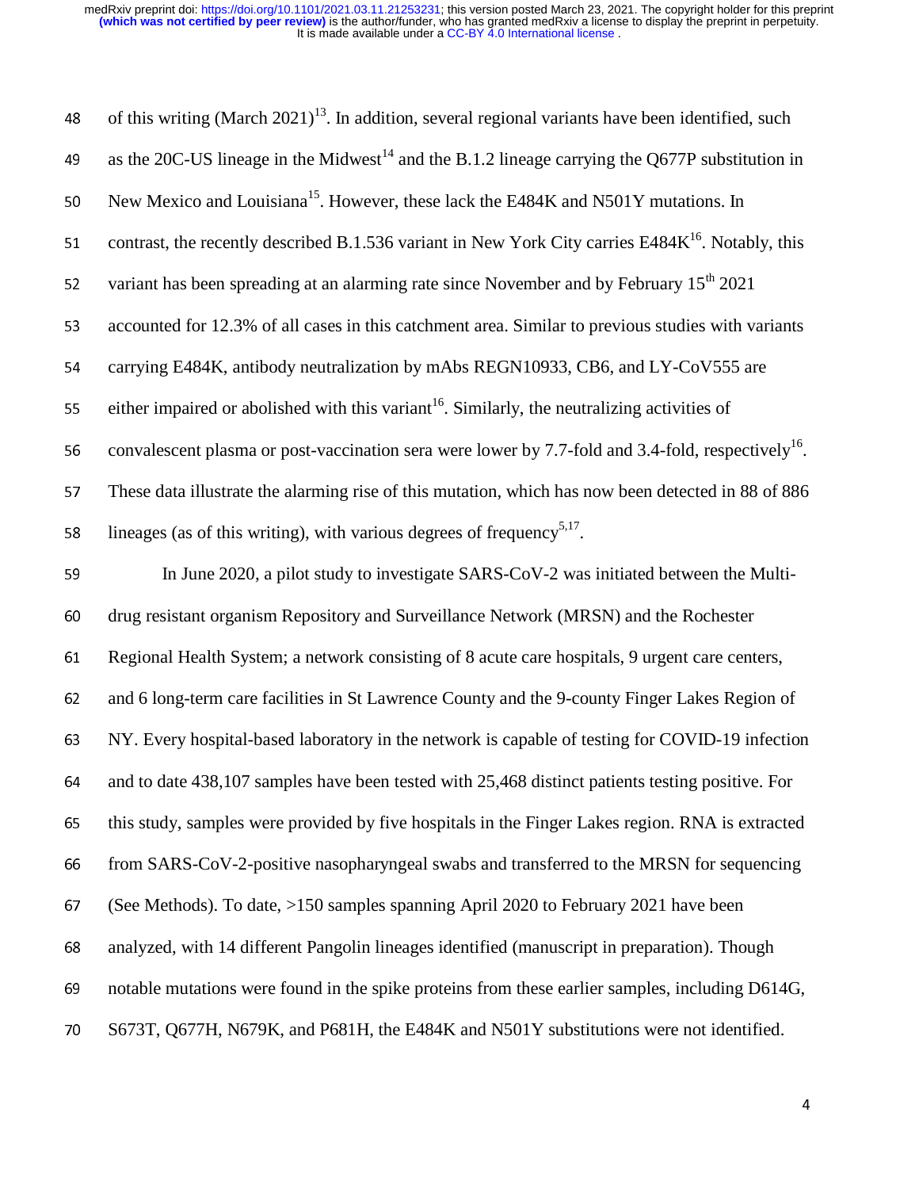of this writing (March 2021)[13]. In addition, several regional variants have been identified, such as the 20C-US lineage in the Midwest[14] and the B.1.2 lineage carrying the Q677P substitution in New Mexico and Louisiana[15]. However, these lack the E484K and N501Y mutations. In contrast, the recently described B.1.536 variant in New York City carries E484K[16]. Notably, this variant has been spreading at an alarming rate since November and by February 15th 2021 accounted for 12.3% of all cases in this catchment area. Similar to previous studies with variants carrying E484K, antibody neutralization by mAbs REGN10933, CB6, and LY-CoV555 are either impaired or abolished with this variant[16]. Similarly, the neutralizing activities of convalescent plasma or post-vaccination sera were lower by 7.7-fold and 3.4-fold, respectively[16]. These data illustrate the alarming rise of this mutation, which has now been detected in 88 of 886 lineages (as of this writing), with various degrees of frequency[5,17].

In June 2020, a pilot study to investigate SARS-CoV-2 was initiated between the Multi-drug resistant organism Repository and Surveillance Network (MRSN) and the Rochester Regional Health System; a network consisting of 8 acute care hospitals, 9 urgent care centers, and 6 long-term care facilities in St Lawrence County and the 9-county Finger Lakes Region of NY. Every hospital-based laboratory in the network is capable of testing for COVID-19 infection and to date 438,107 samples have been tested with 25,468 distinct patients testing positive. For this study, samples were provided by five hospitals in the Finger Lakes region. RNA is extracted from SARS-CoV-2-positive nasopharyngeal swabs and transferred to the MRSN for sequencing (See Methods). To date, >150 samples spanning April 2020 to February 2021 have been analyzed, with 14 different Pangolin lineages identified (manuscript in preparation). Though notable mutations were found in the spike proteins from these earlier samples, including D614G, S673T, Q677H, N679K, and P681H, the E484K and N501Y substitutions were not identified.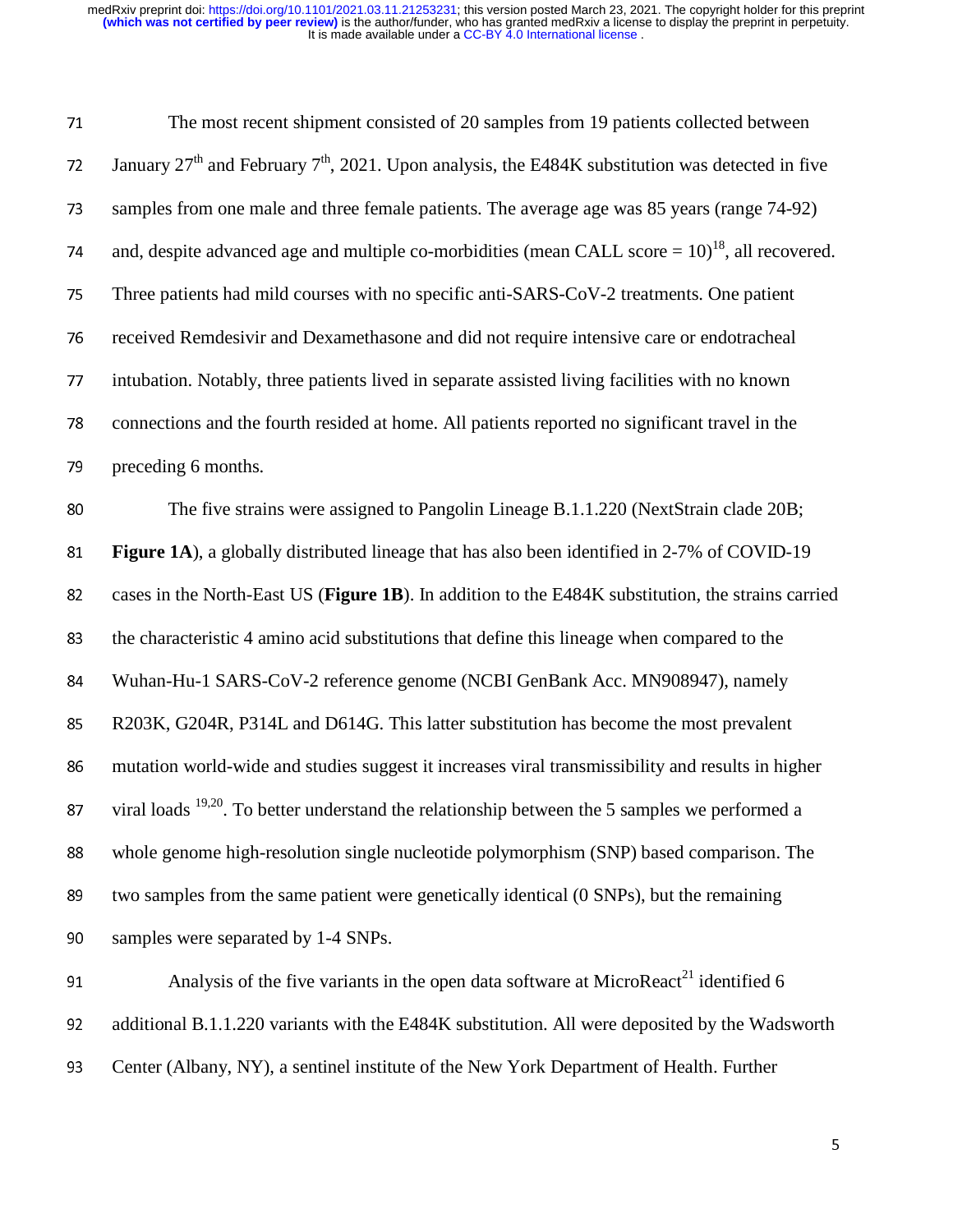The most recent shipment consisted of 20 samples from 19 patients collected between January 27th and February 7th, 2021. Upon analysis, the E484K substitution was detected in five samples from one male and three female patients. The average age was 85 years (range 74-92) and, despite advanced age and multiple co-morbidities (mean CALL score = 10)[18], all recovered. Three patients had mild courses with no specific anti-SARS-CoV-2 treatments. One patient received Remdesivir and Dexamethasone and did not require intensive care or endotracheal intubation. Notably, three patients lived in separate assisted living facilities with no known connections and the fourth resided at home. All patients reported no significant travel in the preceding 6 months.

The five strains were assigned to Pangolin Lineage B.1.1.220 (NextStrain clade 20B; **Figure 1A**), a globally distributed lineage that has also been identified in 2-7% of COVID-19 cases in the North-East US (**Figure 1B**). In addition to the E484K substitution, the strains carried the characteristic 4 amino acid substitutions that define this lineage when compared to the Wuhan-Hu-1 SARS-CoV-2 reference genome (NCBI GenBank Acc. MN908947), namely R203K, G204R, P314L and D614G. This latter substitution has become the most prevalent mutation world-wide and studies suggest it increases viral transmissibility and results in higher viral loads [19,20]. To better understand the relationship between the 5 samples we performed a whole genome high-resolution single nucleotide polymorphism (SNP) based comparison. The two samples from the same patient were genetically identical (0 SNPs), but the remaining samples were separated by 1-4 SNPs.

Analysis of the five variants in the open data software at MicroReact[21] identified 6 additional B.1.1.220 variants with the E484K substitution. All were deposited by the Wadsworth Center (Albany, NY), a sentinel institute of the New York Department of Health. Further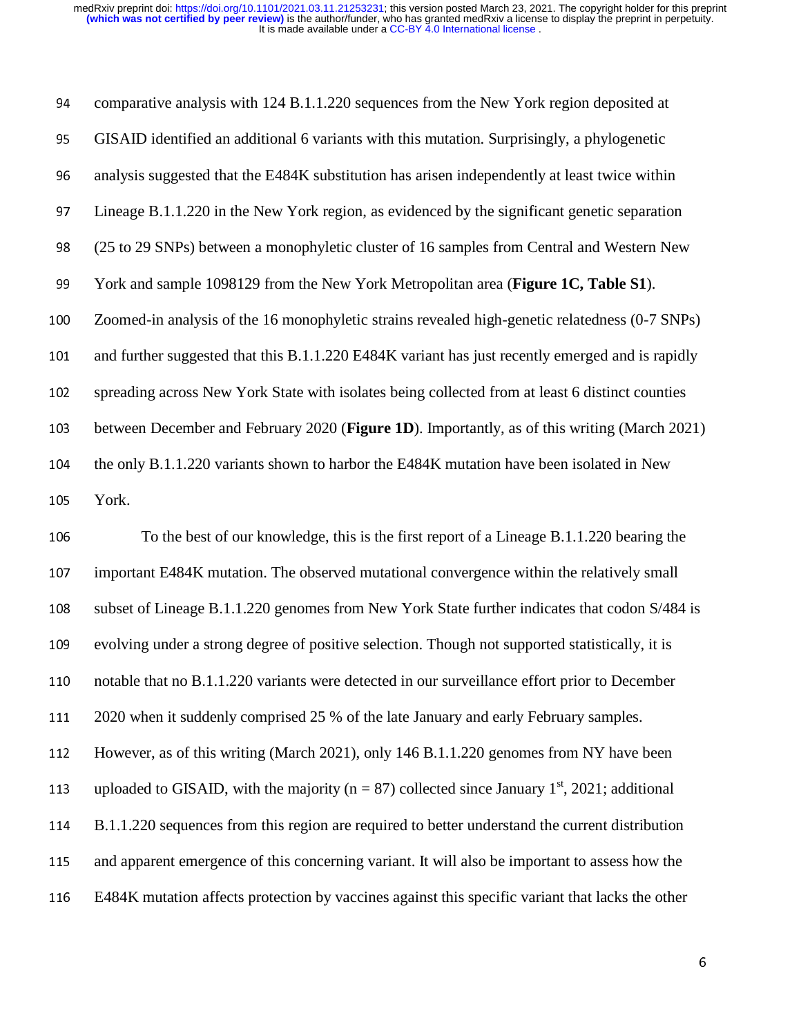comparative analysis with 124 B.1.1.220 sequences from the New York region deposited at GISAID identified an additional 6 variants with this mutation. Surprisingly, a phylogenetic analysis suggested that the E484K substitution has arisen independently at least twice within Lineage B.1.1.220 in the New York region, as evidenced by the significant genetic separation (25 to 29 SNPs) between a monophyletic cluster of 16 samples from Central and Western New York and sample 1098129 from the New York Metropolitan area (**Figure 1C, Table S1**). Zoomed-in analysis of the 16 monophyletic strains revealed high-genetic relatedness (0-7 SNPs) and further suggested that this B.1.1.220 E484K variant has just recently emerged and is rapidly spreading across New York State with isolates being collected from at least 6 distinct counties between December and February 2020 (**Figure 1D**). Importantly, as of this writing (March 2021) the only B.1.1.220 variants shown to harbor the E484K mutation have been isolated in New York.

To the best of our knowledge, this is the first report of a Lineage B.1.1.220 bearing the important E484K mutation. The observed mutational convergence within the relatively small subset of Lineage B.1.1.220 genomes from New York State further indicates that codon S/484 is evolving under a strong degree of positive selection. Though not supported statistically, it is notable that no B.1.1.220 variants were detected in our surveillance effort prior to December 2020 when it suddenly comprised 25 % of the late January and early February samples. However, as of this writing (March 2021), only 146 B.1.1.220 genomes from NY have been uploaded to GISAID, with the majority (n = 87) collected since January 1st, 2021; additional B.1.1.220 sequences from this region are required to better understand the current distribution and apparent emergence of this concerning variant. It will also be important to assess how the E484K mutation affects protection by vaccines against this specific variant that lacks the other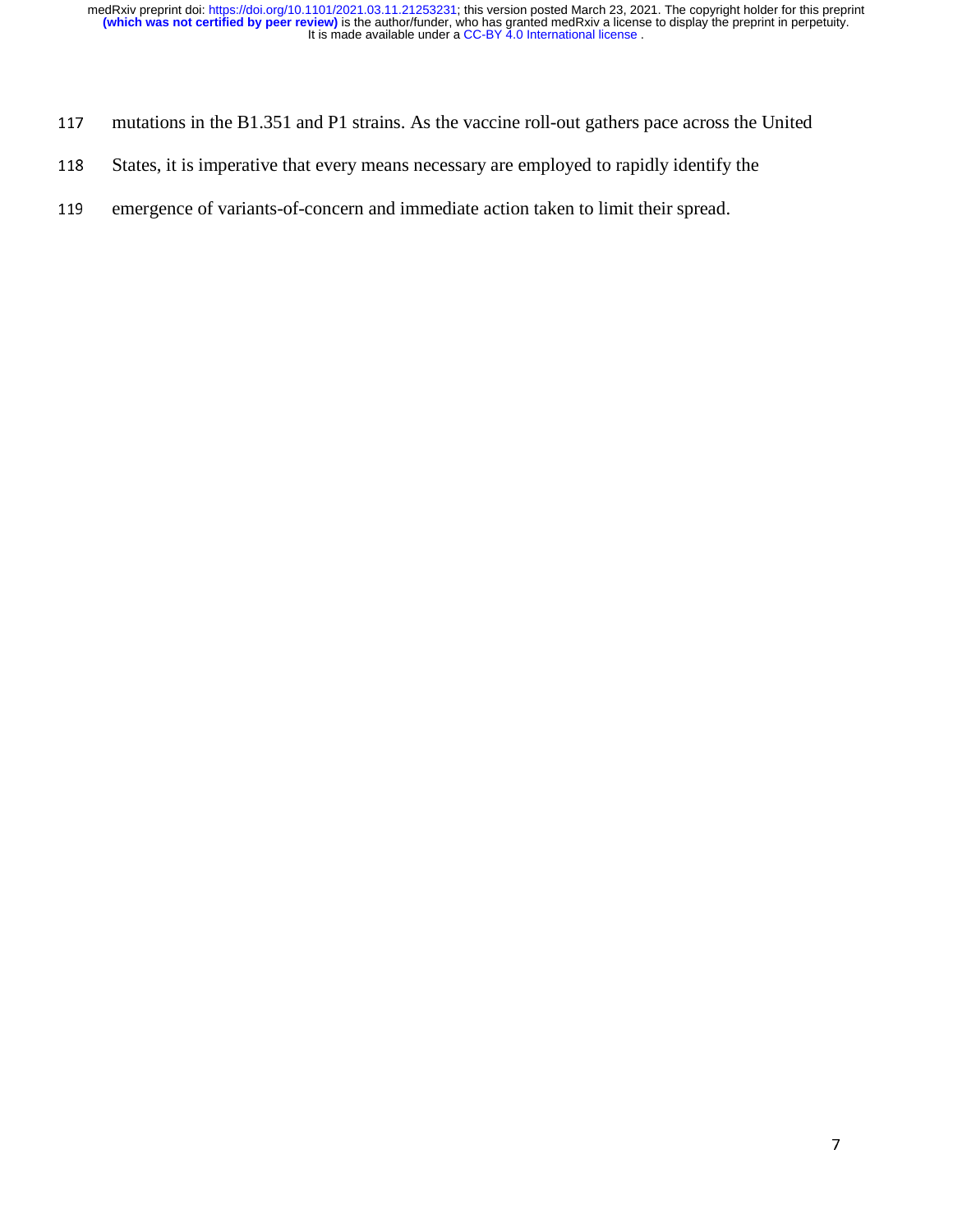mutations in the B1.351 and P1 strains. As the vaccine roll-out gathers pace across the United States, it is imperative that every means necessary are employed to rapidly identify the emergence of variants-of-concern and immediate action taken to limit their spread.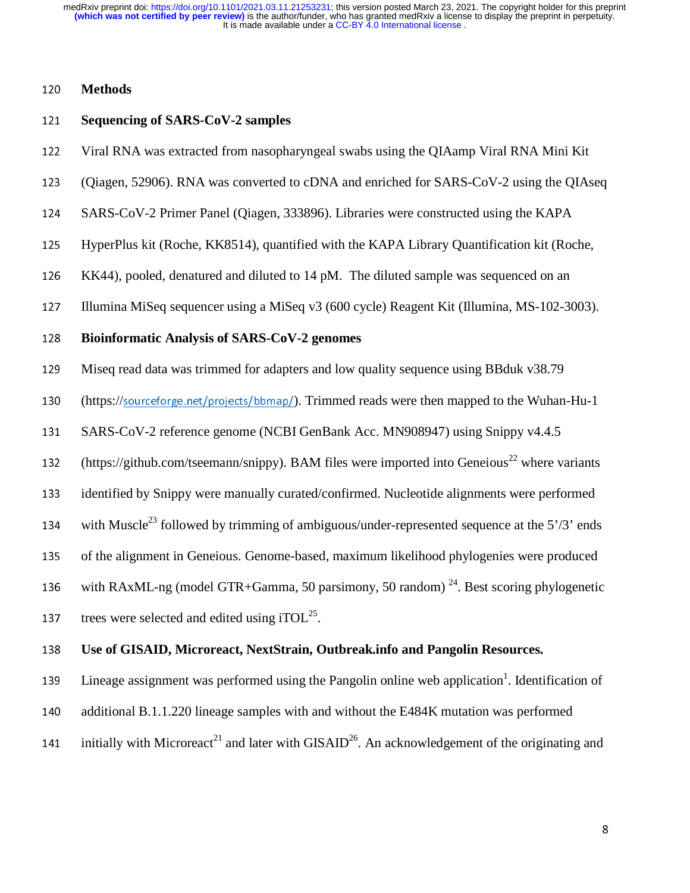## Methods

### Sequencing of SARS-CoV-2 samples

Viral RNA was extracted from nasopharyngeal swabs using the QIAamp Viral RNA Mini Kit (Qiagen, 52906). RNA was converted to cDNA and enriched for SARS-CoV-2 using the QIAseq SARS-CoV-2 Primer Panel (Qiagen, 333896). Libraries were constructed using the KAPA HyperPlus kit (Roche, KK8514), quantified with the KAPA Library Quantification kit (Roche, KK44), pooled, denatured and diluted to 14 pM. The diluted sample was sequenced on an Illumina MiSeq sequencer using a MiSeq v3 (600 cycle) Reagent Kit (Illumina, MS-102-3003).

### Bioinformatic Analysis of SARS-CoV-2 genomes

Miseq read data was trimmed for adapters and low quality sequence using BBduk v38.79 (https://sourceforge.net/projects/bbmap/). Trimmed reads were then mapped to the Wuhan-Hu-1 SARS-CoV-2 reference genome (NCBI GenBank Acc. MN908947) using Snippy v4.4.5 (https://github.com/tseemann/snippy). BAM files were imported into Geneious[22] where variants identified by Snippy were manually curated/confirmed. Nucleotide alignments were performed with Muscle[23] followed by trimming of ambiguous/under-represented sequence at the 5'/3' ends of the alignment in Geneious. Genome-based, maximum likelihood phylogenies were produced with RAxML-ng (model GTR+Gamma, 50 parsimony, 50 random) [24]. Best scoring phylogenetic trees were selected and edited using iTOL[25].

### Use of GISAID, Microreact, NextStrain, Outbreak.info and Pangolin Resources.

Lineage assignment was performed using the Pangolin online web application[1]. Identification of additional B.1.1.220 lineage samples with and without the E484K mutation was performed initially with Microreact[21] and later with GISAID[26]. An acknowledgement of the originating and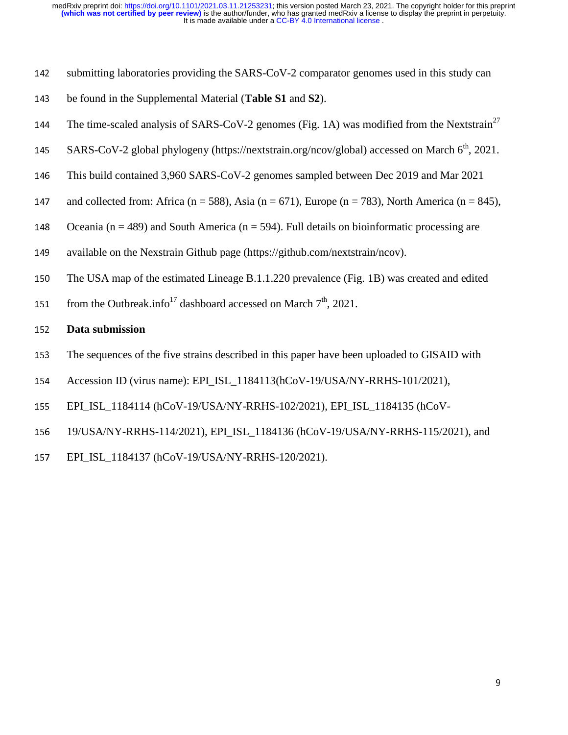submitting laboratories providing the SARS-CoV-2 comparator genomes used in this study can be found in the Supplemental Material (**Table S1** and **S2**).

The time-scaled analysis of SARS-CoV-2 genomes (Fig. 1A) was modified from the Nextstrain[27] SARS-CoV-2 global phylogeny (https://nextstrain.org/ncov/global) accessed on March 6$^{th}$, 2021. This build contained 3,960 SARS-CoV-2 genomes sampled between Dec 2019 and Mar 2021 and collected from: Africa (n = 588), Asia (n = 671), Europe (n = 783), North America (n = 845), Oceania (n = 489) and South America (n = 594). Full details on bioinformatic processing are available on the Nexstrain Github page (https://github.com/nextstrain/ncov).

The USA map of the estimated Lineage B.1.1.220 prevalence (Fig. 1B) was created and edited from the Outbreak.info[17] dashboard accessed on March 7$^{th}$, 2021.

**Data submission**

The sequences of the five strains described in this paper have been uploaded to GISAID with Accession ID (virus name): EPI_ISL_1184113(hCoV-19/USA/NY-RRHS-101/2021), EPI_ISL_1184114 (hCoV-19/USA/NY-RRHS-102/2021), EPI_ISL_1184135 (hCoV-19/USA/NY-RRHS-114/2021), EPI_ISL_1184136 (hCoV-19/USA/NY-RRHS-115/2021), and EPI_ISL_1184137 (hCoV-19/USA/NY-RRHS-120/2021).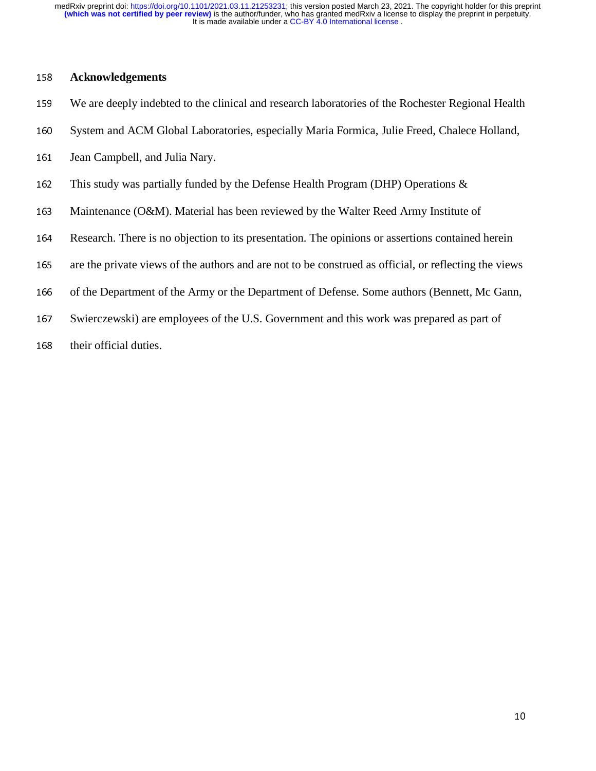## Acknowledgements

We are deeply indebted to the clinical and research laboratories of the Rochester Regional Health System and ACM Global Laboratories, especially Maria Formica, Julie Freed, Chalece Holland, Jean Campbell, and Julia Nary.

This study was partially funded by the Defense Health Program (DHP) Operations & Maintenance (O&M). Material has been reviewed by the Walter Reed Army Institute of Research. There is no objection to its presentation. The opinions or assertions contained herein are the private views of the authors and are not to be construed as official, or reflecting the views of the Department of the Army or the Department of Defense. Some authors (Bennett, Mc Gann, Swierczewski) are employees of the U.S. Government and this work was prepared as part of their official duties.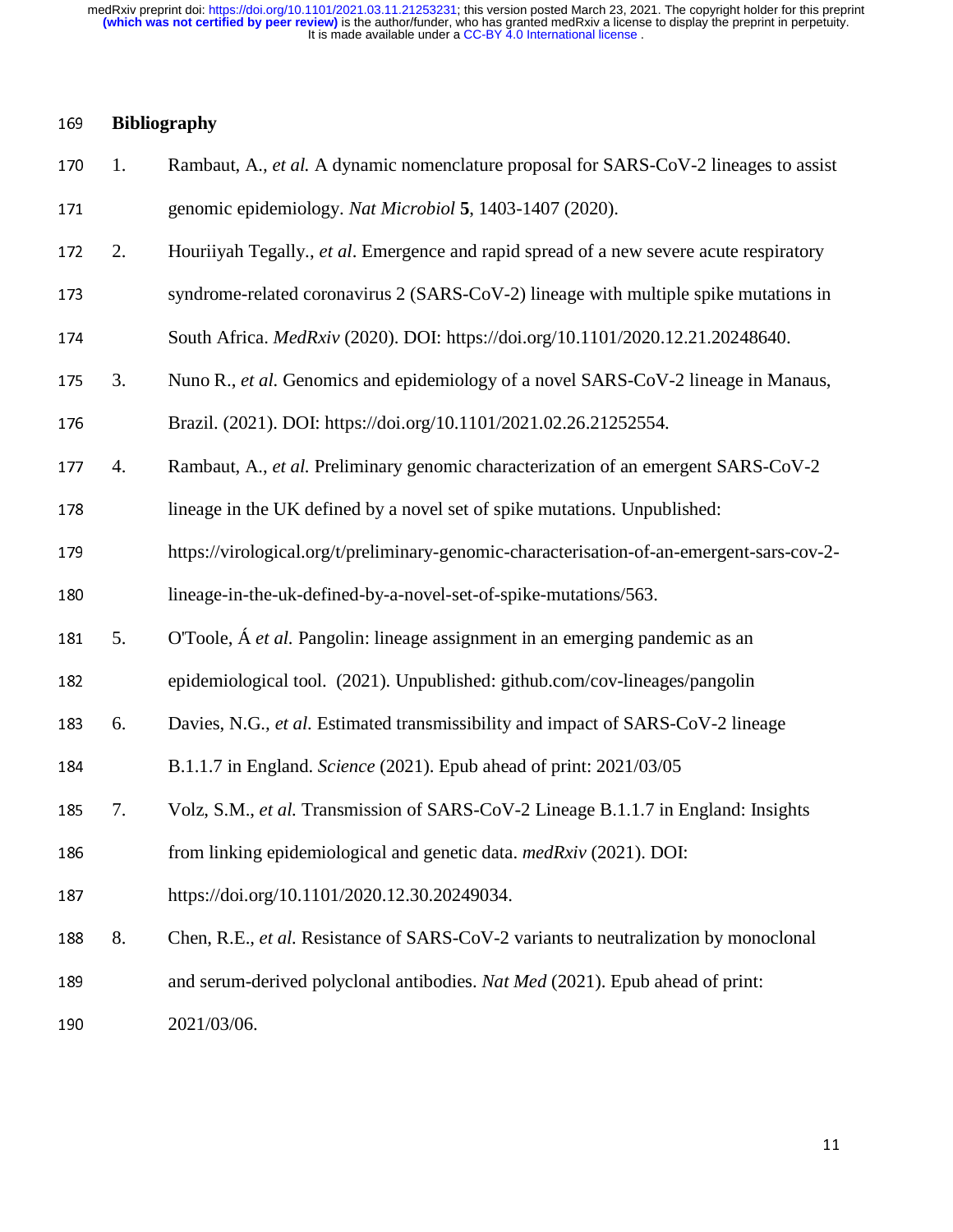## Bibliography

1. Rambaut, A., *et al.* A dynamic nomenclature proposal for SARS-CoV-2 lineages to assist genomic epidemiology. *Nat Microbiol* **5**, 1403-1407 (2020).
2. Houriiyah Tegally., *et al*. Emergence and rapid spread of a new severe acute respiratory syndrome-related coronavirus 2 (SARS-CoV-2) lineage with multiple spike mutations in South Africa. *MedRxiv* (2020). DOI: https://doi.org/10.1101/2020.12.21.20248640.
3. Nuno R., *et al.* Genomics and epidemiology of a novel SARS-CoV-2 lineage in Manaus, Brazil. (2021). DOI: https://doi.org/10.1101/2021.02.26.21252554.
4. Rambaut, A., *et al.* Preliminary genomic characterization of an emergent SARS-CoV-2 lineage in the UK defined by a novel set of spike mutations. Unpublished: https://virological.org/t/preliminary-genomic-characterisation-of-an-emergent-sars-cov-2-lineage-in-the-uk-defined-by-a-novel-set-of-spike-mutations/563.
5. O'Toole, Á *et al.* Pangolin: lineage assignment in an emerging pandemic as an epidemiological tool. (2021). Unpublished: github.com/cov-lineages/pangolin
6. Davies, N.G., *et al.* Estimated transmissibility and impact of SARS-CoV-2 lineage B.1.1.7 in England. *Science* (2021). Epub ahead of print: 2021/03/05
7. Volz, S.M., *et al.* Transmission of SARS-CoV-2 Lineage B.1.1.7 in England: Insights from linking epidemiological and genetic data. *medRxiv* (2021). DOI: https://doi.org/10.1101/2020.12.30.20249034.
8. Chen, R.E., *et al.* Resistance of SARS-CoV-2 variants to neutralization by monoclonal and serum-derived polyclonal antibodies. *Nat Med* (2021). Epub ahead of print: 2021/03/06.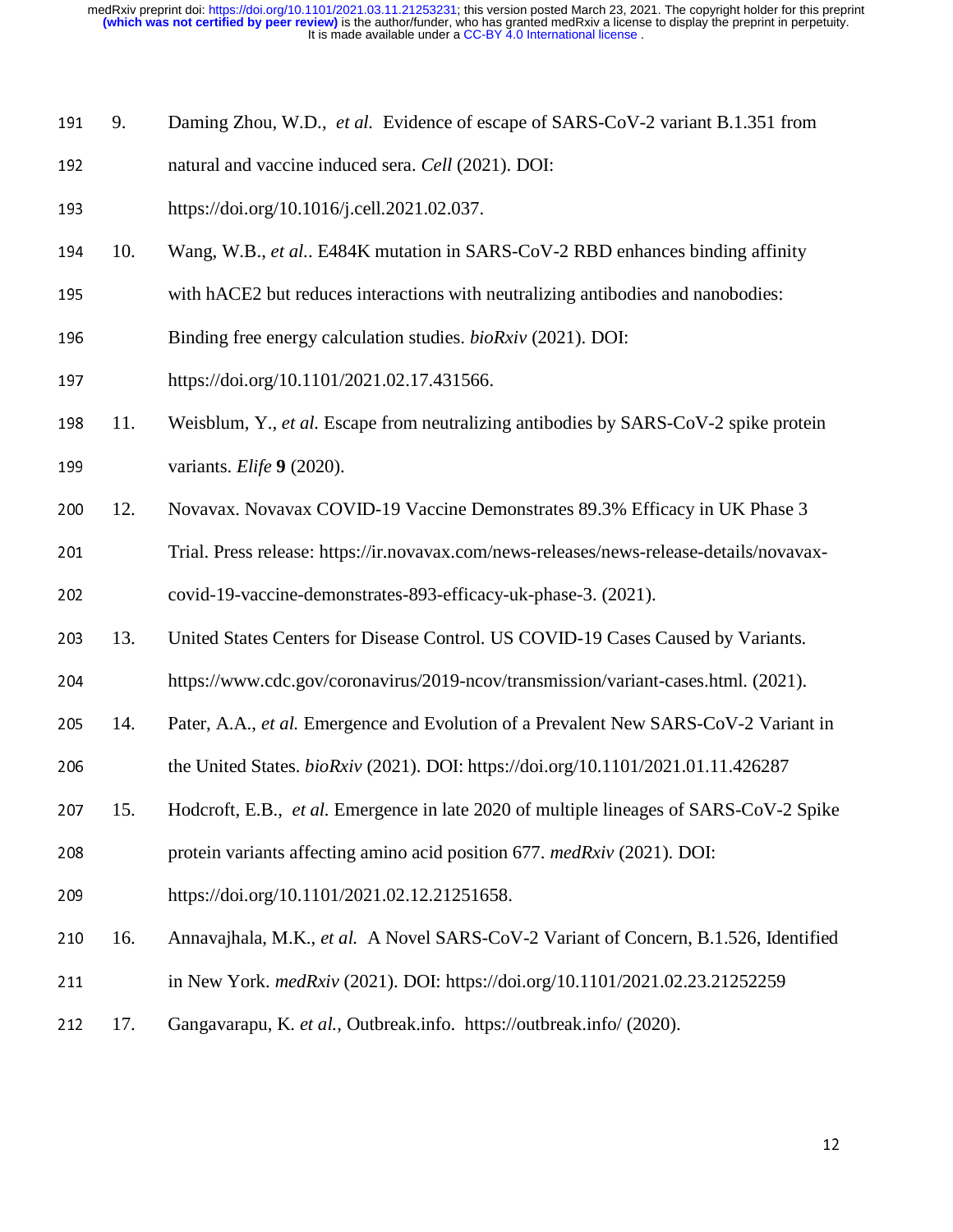9. Daming Zhou, W.D., *et al.* Evidence of escape of SARS-CoV-2 variant B.1.351 from natural and vaccine induced sera. *Cell* (2021). DOI: https://doi.org/10.1016/j.cell.2021.02.037.
10. Wang, W.B., *et al.*. E484K mutation in SARS-CoV-2 RBD enhances binding affinity with hACE2 but reduces interactions with neutralizing antibodies and nanobodies: Binding free energy calculation studies. *bioRxiv* (2021). DOI: https://doi.org/10.1101/2021.02.17.431566.
11. Weisblum, Y., *et al.* Escape from neutralizing antibodies by SARS-CoV-2 spike protein variants. *Elife* **9** (2020).
12. Novavax. Novavax COVID-19 Vaccine Demonstrates 89.3% Efficacy in UK Phase 3 Trial. Press release: https://ir.novavax.com/news-releases/news-release-details/novavax-covid-19-vaccine-demonstrates-893-efficacy-uk-phase-3. (2021).
13. United States Centers for Disease Control. US COVID-19 Cases Caused by Variants. https://www.cdc.gov/coronavirus/2019-ncov/transmission/variant-cases.html. (2021).
14. Pater, A.A., *et al.* Emergence and Evolution of a Prevalent New SARS-CoV-2 Variant in the United States. *bioRxiv* (2021). DOI: https://doi.org/10.1101/2021.01.11.426287
15. Hodcroft, E.B., *et al.* Emergence in late 2020 of multiple lineages of SARS-CoV-2 Spike protein variants affecting amino acid position 677. *medRxiv* (2021). DOI: https://doi.org/10.1101/2021.02.12.21251658.
16. Annavajhala, M.K., *et al.* A Novel SARS-CoV-2 Variant of Concern, B.1.526, Identified in New York. *medRxiv* (2021). DOI: https://doi.org/10.1101/2021.02.23.21252259
17. Gangavarapu, K. *et al.*, Outbreak.info. https://outbreak.info/ (2020).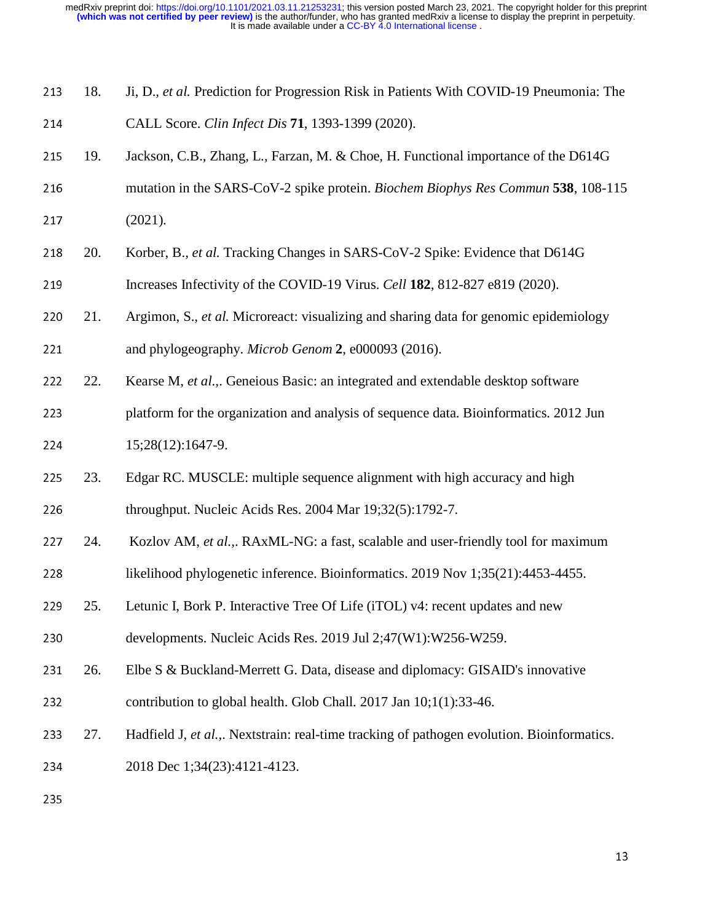18. Ji, D., *et al.* Prediction for Progression Risk in Patients With COVID-19 Pneumonia: The CALL Score. *Clin Infect Dis* **71**, 1393-1399 (2020).
19. Jackson, C.B., Zhang, L., Farzan, M. & Choe, H. Functional importance of the D614G mutation in the SARS-CoV-2 spike protein. *Biochem Biophys Res Commun* **538**, 108-115 (2021).
20. Korber, B., *et al.* Tracking Changes in SARS-CoV-2 Spike: Evidence that D614G Increases Infectivity of the COVID-19 Virus. *Cell* **182**, 812-827 e819 (2020).
21. Argimon, S., *et al.* Microreact: visualizing and sharing data for genomic epidemiology and phylogeography. *Microb Genom* **2**, e000093 (2016).
22. Kearse M, *et al.*,. Geneious Basic: an integrated and extendable desktop software platform for the organization and analysis of sequence data. Bioinformatics. 2012 Jun 15;28(12):1647-9.
23. Edgar RC. MUSCLE: multiple sequence alignment with high accuracy and high throughput. Nucleic Acids Res. 2004 Mar 19;32(5):1792-7.
24. Kozlov AM, *et al.*,. RAxML-NG: a fast, scalable and user-friendly tool for maximum likelihood phylogenetic inference. Bioinformatics. 2019 Nov 1;35(21):4453-4455.
25. Letunic I, Bork P. Interactive Tree Of Life (iTOL) v4: recent updates and new developments. Nucleic Acids Res. 2019 Jul 2;47(W1):W256-W259.
26. Elbe S & Buckland-Merrett G. Data, disease and diplomacy: GISAID's innovative contribution to global health. Glob Chall. 2017 Jan 10;1(1):33-46.
27. Hadfield J, *et al.*,. Nextstrain: real-time tracking of pathogen evolution. Bioinformatics. 2018 Dec 1;34(23):4121-4123.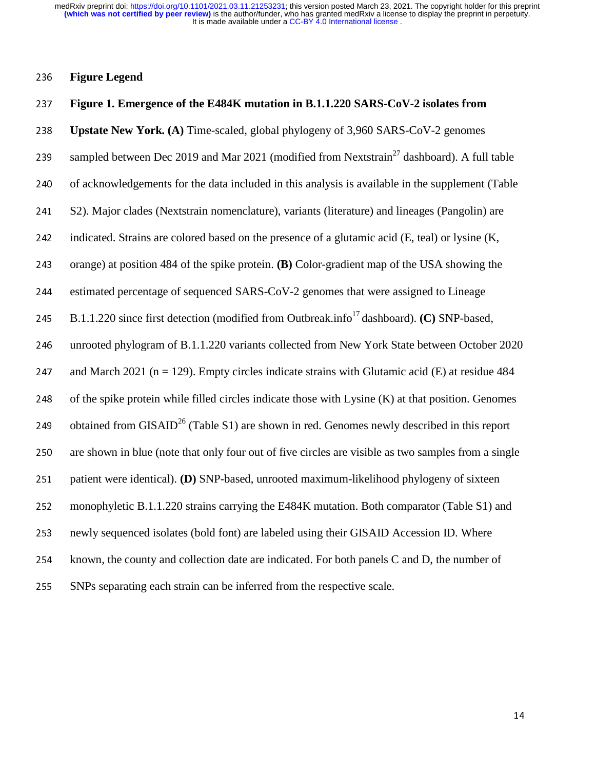## Figure Legend

**Figure 1. Emergence of the E484K mutation in B.1.1.220 SARS-CoV-2 isolates from Upstate New York. (A)** Time-scaled, global phylogeny of 3,960 SARS-CoV-2 genomes sampled between Dec 2019 and Mar 2021 (modified from Nextstrain[27] dashboard). A full table of acknowledgements for the data included in this analysis is available in the supplement (Table S2). Major clades (Nextstrain nomenclature), variants (literature) and lineages (Pangolin) are indicated. Strains are colored based on the presence of a glutamic acid (E, teal) or lysine (K, orange) at position 484 of the spike protein. **(B)** Color-gradient map of the USA showing the estimated percentage of sequenced SARS-CoV-2 genomes that were assigned to Lineage B.1.1.220 since first detection (modified from Outbreak.info[17] dashboard). **(C)** SNP-based, unrooted phylogram of B.1.1.220 variants collected from New York State between October 2020 and March 2021 (n = 129). Empty circles indicate strains with Glutamic acid (E) at residue 484 of the spike protein while filled circles indicate those with Lysine (K) at that position. Genomes obtained from GISAID[26] (Table S1) are shown in red. Genomes newly described in this report are shown in blue (note that only four out of five circles are visible as two samples from a single patient were identical). **(D)** SNP-based, unrooted maximum-likelihood phylogeny of sixteen monophyletic B.1.1.220 strains carrying the E484K mutation. Both comparator (Table S1) and newly sequenced isolates (bold font) are labeled using their GISAID Accession ID. Where known, the county and collection date are indicated. For both panels C and D, the number of SNPs separating each strain can be inferred from the respective scale.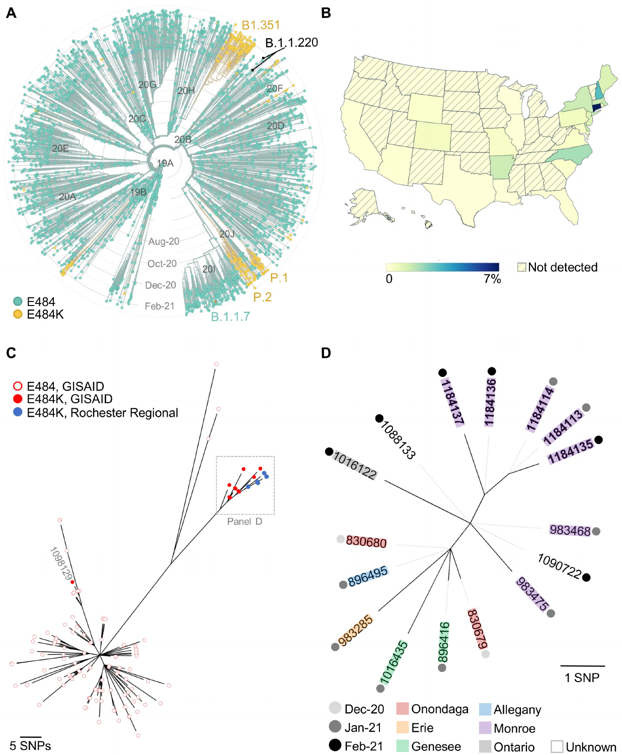A

B1.351

B.1.1.220

20G

20H

20F

20C

20D

20B

20E

19A

20A

19B

Aug-20

Oct-20

20J

Dec-20

20I

Feb-21

P.1

P.2

B.1.1.7

E484

E484K

B

0

7%

Not detected

C

E484, GISAID

E484K, GISAID

E484K, Rochester Regional

Panel D

1098129

5 SNPs

D

1184137

1184136

1184114

1184113

1184135

1088133

1016122

983468

830680

1090722

896495

983475

983285

830679

896416

1016435

1 SNP

Dec-20

Jan-21

Feb-21

Onondaga

Erie

Genesee

Allegany

Monroe

Ontario

Unknown